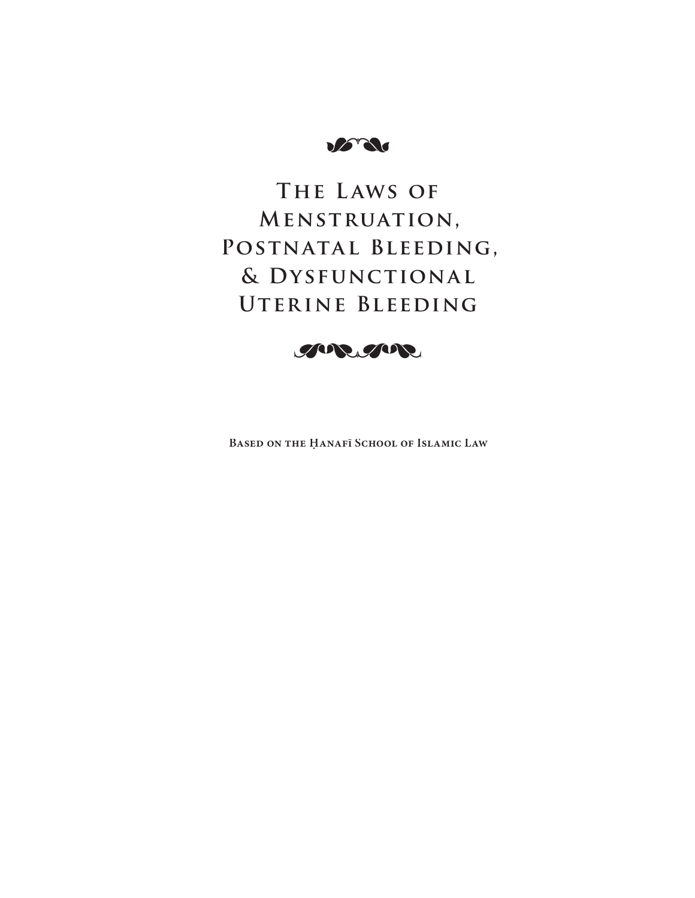# The Laws of Menstruation, Postnatal Bleeding, & Dysfunctional Uterine Bleeding

**Based on the Ḥanafī School of Islamic Law**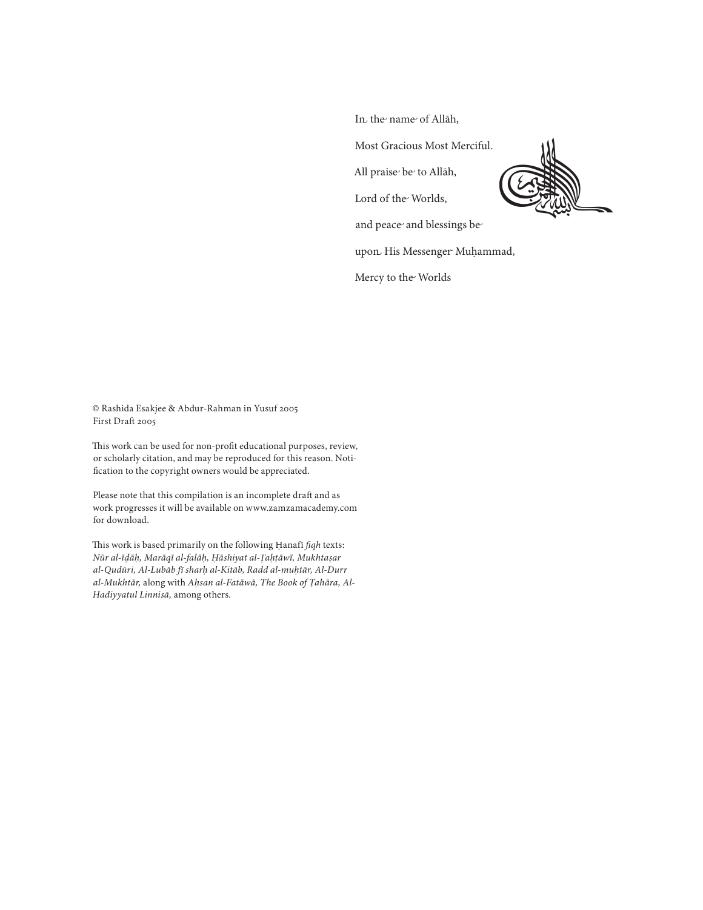In the name of Allāh,

Most Gracious Most Merciful.

All praise be to Allāh,

Lord of the Worlds,

and peace and blessings be

upon His Messenger Muḥammad,

Mercy to the Worlds

© Rashida Esakjee & Abdur-Rahman in Yusuf 2005
First Draft 2005

This work can be used for non-profit educational purposes, review, or scholarly citation, and may be reproduced for this reason. Notification to the copyright owners would be appreciated.

Please note that this compilation is an incomplete draft and as work progresses it will be available on www.zamzamacademy.com for download.

This work is based primarily on the following Ḥanafī *fiqh* texts: *Nūr al-īḍāḥ, Marāqī al-falāḥ, Ḥāshiyat al-Ṭaḥṭāwī, Mukhtaṣar al-Qudūri, Al-Lubāb fī sharḥ al-Kitāb, Radd al-muḥtār, Al-Durr al-Mukhtār,* along with *Aḥsan al-Fatāwā, The Book of Ṭahāra, Al-Hadiyyatul Linnisā,* among others.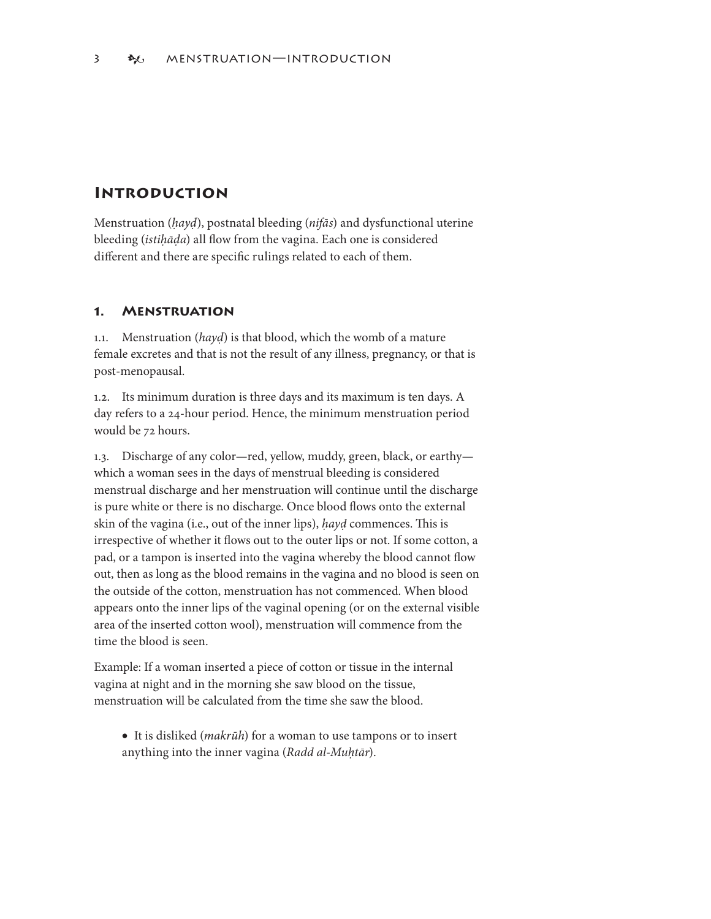# Introduction

Menstruation (*ḥayḍ*), postnatal bleeding (*nifās*) and dysfunctional uterine bleeding (*istiḥāḍa*) all flow from the vagina. Each one is considered different and there are specific rulings related to each of them.

## 1. Menstruation

1.1. Menstruation (*hayḍ*) is that blood, which the womb of a mature female excretes and that is not the result of any illness, pregnancy, or that is post-menopausal.

1.2. Its minimum duration is three days and its maximum is ten days. A day refers to a 24-hour period. Hence, the minimum menstruation period would be 72 hours.

1.3. Discharge of any color—red, yellow, muddy, green, black, or earthy—which a woman sees in the days of menstrual bleeding is considered menstrual discharge and her menstruation will continue until the discharge is pure white or there is no discharge. Once blood flows onto the external skin of the vagina (i.e., out of the inner lips), *ḥayḍ* commences. This is irrespective of whether it flows out to the outer lips or not. If some cotton, a pad, or a tampon is inserted into the vagina whereby the blood cannot flow out, then as long as the blood remains in the vagina and no blood is seen on the outside of the cotton, menstruation has not commenced. When blood appears onto the inner lips of the vaginal opening (or on the external visible area of the inserted cotton wool), menstruation will commence from the time the blood is seen.

Example: If a woman inserted a piece of cotton or tissue in the internal vagina at night and in the morning she saw blood on the tissue, menstruation will be calculated from the time she saw the blood.

- It is disliked (*makrūh*) for a woman to use tampons or to insert anything into the inner vagina (*Radd al-Muḥtār*).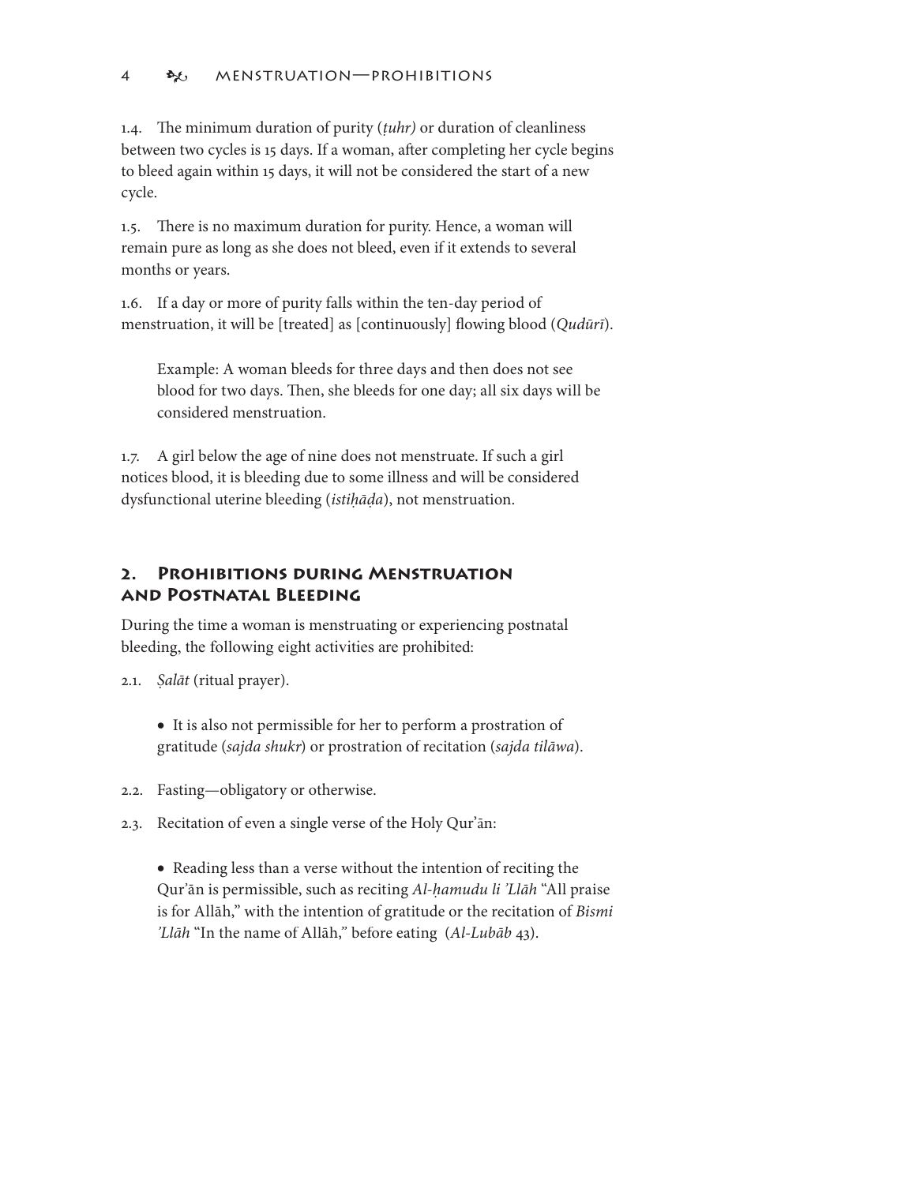1.4. The minimum duration of purity (*ṭuhr)* or duration of cleanliness between two cycles is 15 days. If a woman, after completing her cycle begins to bleed again within 15 days, it will not be considered the start of a new cycle.

1.5. There is no maximum duration for purity. Hence, a woman will remain pure as long as she does not bleed, even if it extends to several months or years.

1.6. If a day or more of purity falls within the ten-day period of menstruation, it will be [treated] as [continuously] flowing blood (*Qudūrī*).

> Example: A woman bleeds for three days and then does not see blood for two days. Then, she bleeds for one day; all six days will be considered menstruation.

1.7. A girl below the age of nine does not menstruate. If such a girl notices blood, it is bleeding due to some illness and will be considered dysfunctional uterine bleeding (*istiḥāḍa*), not menstruation.

## 2. Prohibitions during Menstruation and Postnatal Bleeding

During the time a woman is menstruating or experiencing postnatal bleeding, the following eight activities are prohibited:

2.1. *Ṣalāt* (ritual prayer).

- It is also not permissible for her to perform a prostration of gratitude (*sajda shukr*) or prostration of recitation (*sajda tilāwa*).

2.2. Fasting—obligatory or otherwise.

2.3. Recitation of even a single verse of the Holy Qur'ān:

- Reading less than a verse without the intention of reciting the Qur'ān is permissible, such as reciting *Al-ḥamudu li 'Llāh* "All praise is for Allāh," with the intention of gratitude or the recitation of *Bismi 'Llāh* "In the name of Allāh," before eating (*Al-Lubāb* 43).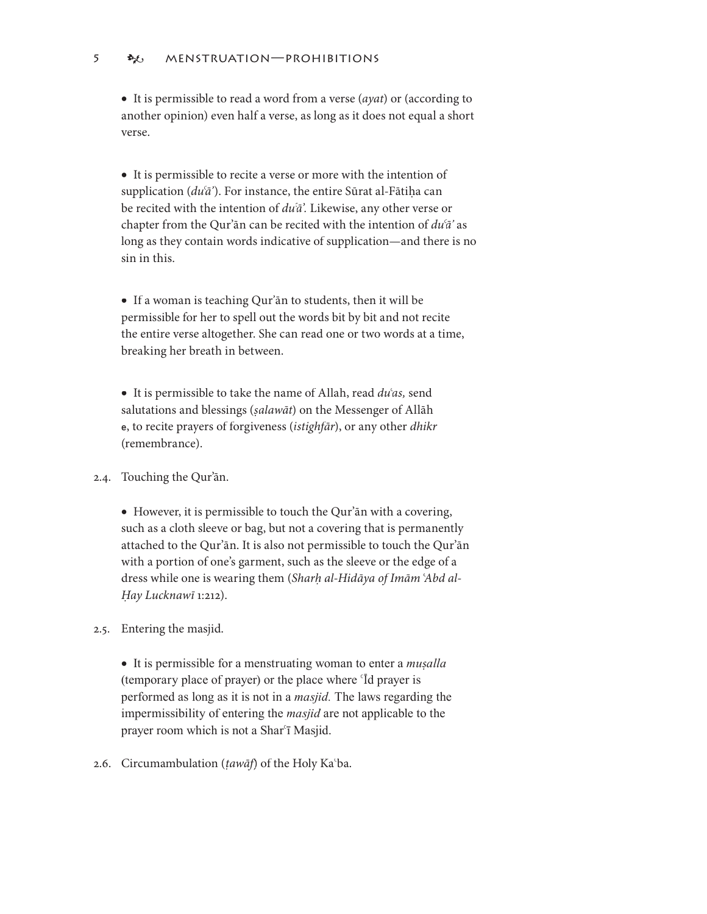- It is permissible to read a word from a verse (*ayat*) or (according to another opinion) even half a verse, as long as it does not equal a short verse.

- It is permissible to recite a verse or more with the intention of supplication (*duʿā'*). For instance, the entire Sūrat al-Fātiḥa can be recited with the intention of *duʿā'.* Likewise, any other verse or chapter from the Qur'ān can be recited with the intention of *duʿā'* as long as they contain words indicative of supplication—and there is no sin in this.

- If a woman is teaching Qur'ān to students, then it will be permissible for her to spell out the words bit by bit and not recite the entire verse altogether. She can read one or two words at a time, breaking her breath in between.

- It is permissible to take the name of Allah, read *duʿas,* send salutations and blessings (*ṣalawāt*) on the Messenger of Allāh e, to recite prayers of forgiveness (*istighfār*), or any other *dhikr* (remembrance).

2.4. Touching the Qur'ān.

- However, it is permissible to touch the Qur'ān with a covering, such as a cloth sleeve or bag, but not a covering that is permanently attached to the Qur'ān. It is also not permissible to touch the Qur'ān with a portion of one's garment, such as the sleeve or the edge of a dress while one is wearing them (*Sharḥ al-Hidāya of Imām ʿAbd al-Ḥay Lucknawī* 1:212).

2.5. Entering the masjid.

- It is permissible for a menstruating woman to enter a *muṣalla* (temporary place of prayer) or the place where ʿĪd prayer is performed as long as it is not in a *masjid.* The laws regarding the impermissibility of entering the *masjid* are not applicable to the prayer room which is not a Sharʿī Masjid.

2.6. Circumambulation (*ṭawāf*) of the Holy Kaʿba.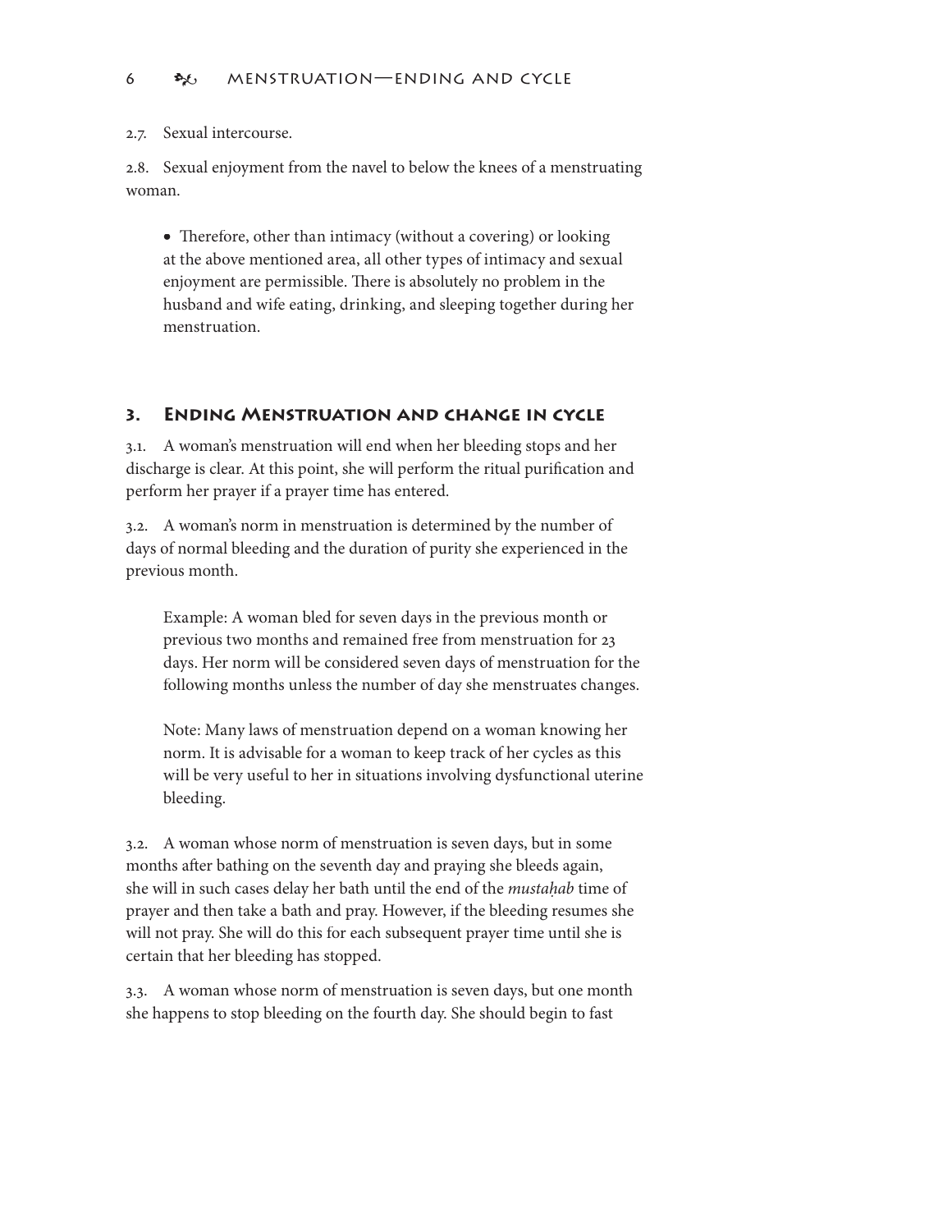2.7. Sexual intercourse.

2.8. Sexual enjoyment from the navel to below the knees of a menstruating woman.

- Therefore, other than intimacy (without a covering) or looking at the above mentioned area, all other types of intimacy and sexual enjoyment are permissible. There is absolutely no problem in the husband and wife eating, drinking, and sleeping together during her menstruation.

## 3. Ending Menstruation and change in cycle

3.1. A woman's menstruation will end when her bleeding stops and her discharge is clear. At this point, she will perform the ritual purification and perform her prayer if a prayer time has entered.

3.2. A woman's norm in menstruation is determined by the number of days of normal bleeding and the duration of purity she experienced in the previous month.

> Example: A woman bled for seven days in the previous month or previous two months and remained free from menstruation for 23 days. Her norm will be considered seven days of menstruation for the following months unless the number of day she menstruates changes.
>
> Note: Many laws of menstruation depend on a woman knowing her norm. It is advisable for a woman to keep track of her cycles as this will be very useful to her in situations involving dysfunctional uterine bleeding.

3.2. A woman whose norm of menstruation is seven days, but in some months after bathing on the seventh day and praying she bleeds again, she will in such cases delay her bath until the end of the *mustaḥab* time of prayer and then take a bath and pray. However, if the bleeding resumes she will not pray. She will do this for each subsequent prayer time until she is certain that her bleeding has stopped.

3.3. A woman whose norm of menstruation is seven days, but one month she happens to stop bleeding on the fourth day. She should begin to fast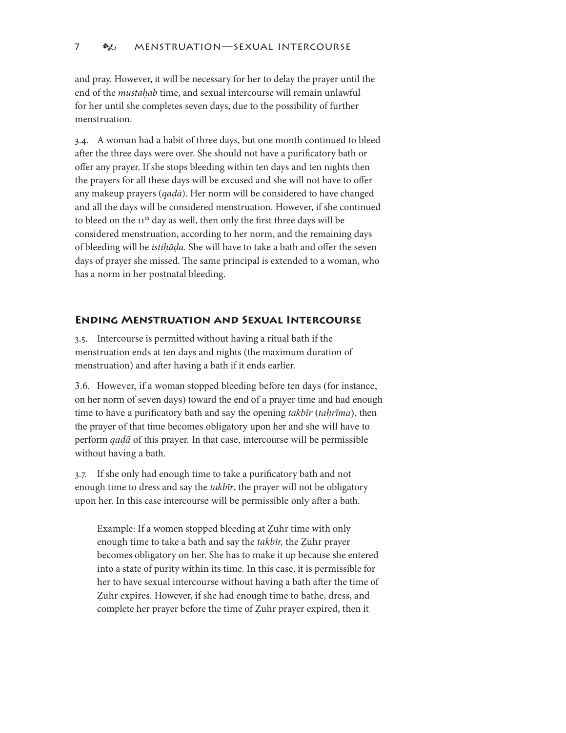and pray. However, it will be necessary for her to delay the prayer until the end of the *mustaḥab* time, and sexual intercourse will remain unlawful for her until she completes seven days, due to the possibility of further menstruation.

3.4. A woman had a habit of three days, but one month continued to bleed after the three days were over. She should not have a purificatory bath or offer any prayer. If she stops bleeding within ten days and ten nights then the prayers for all these days will be excused and she will not have to offer any makeup prayers (*qaḍā*). Her norm will be considered to have changed and all the days will be considered menstruation. However, if she continued to bleed on the 11th day as well, then only the first three days will be considered menstruation, according to her norm, and the remaining days of bleeding will be *istiḥāḍa.* She will have to take a bath and offer the seven days of prayer she missed. The same principal is extended to a woman, who has a norm in her postnatal bleeding.

## Ending Menstruation and Sexual Intercourse

3.5. Intercourse is permitted without having a ritual bath if the menstruation ends at ten days and nights (the maximum duration of menstruation) and after having a bath if it ends earlier.

3.6. However, if a woman stopped bleeding before ten days (for instance, on her norm of seven days) toward the end of a prayer time and had enough time to have a purificatory bath and say the opening *takbīr* (*taḥrīma*), then the prayer of that time becomes obligatory upon her and she will have to perform *qaḍā* of this prayer. In that case, intercourse will be permissible without having a bath.

3.7. If she only had enough time to take a purificatory bath and not enough time to dress and say the *takbīr*, the prayer will not be obligatory upon her. In this case intercourse will be permissible only after a bath.

> Example: If a women stopped bleeding at Ẓuhr time with only enough time to take a bath and say the *takbīr,* the Ẓuhr prayer becomes obligatory on her. She has to make it up because she entered into a state of purity within its time. In this case, it is permissible for her to have sexual intercourse without having a bath after the time of Ẓuhr expires. However, if she had enough time to bathe, dress, and complete her prayer before the time of Ẓuhr prayer expired, then it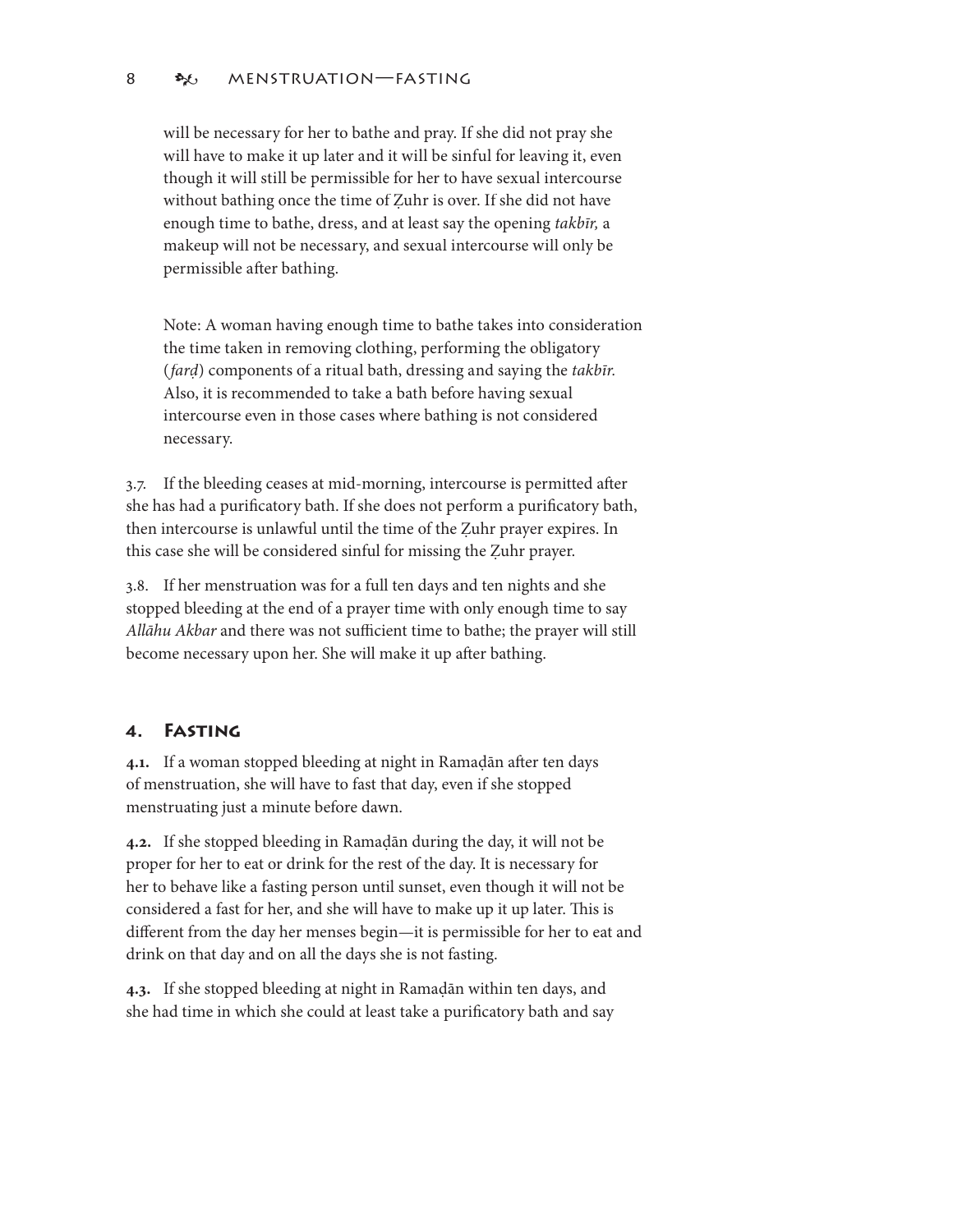will be necessary for her to bathe and pray. If she did not pray she will have to make it up later and it will be sinful for leaving it, even though it will still be permissible for her to have sexual intercourse without bathing once the time of Ẓuhr is over. If she did not have enough time to bathe, dress, and at least say the opening *takbīr,* a makeup will not be necessary, and sexual intercourse will only be permissible after bathing.

Note: A woman having enough time to bathe takes into consideration the time taken in removing clothing, performing the obligatory (*farḍ*) components of a ritual bath, dressing and saying the *takbīr.* Also, it is recommended to take a bath before having sexual intercourse even in those cases where bathing is not considered necessary.

3.7. If the bleeding ceases at mid-morning, intercourse is permitted after she has had a purificatory bath. If she does not perform a purificatory bath, then intercourse is unlawful until the time of the Ẓuhr prayer expires. In this case she will be considered sinful for missing the Ẓuhr prayer.

3.8. If her menstruation was for a full ten days and ten nights and she stopped bleeding at the end of a prayer time with only enough time to say *Allāhu Akbar* and there was not sufficient time to bathe; the prayer will still become necessary upon her. She will make it up after bathing.

## 4. Fasting

**4.1.** If a woman stopped bleeding at night in Ramaḍān after ten days of menstruation, she will have to fast that day, even if she stopped menstruating just a minute before dawn.

**4.2.** If she stopped bleeding in Ramaḍān during the day, it will not be proper for her to eat or drink for the rest of the day. It is necessary for her to behave like a fasting person until sunset, even though it will not be considered a fast for her, and she will have to make up it up later. This is different from the day her menses begin—it is permissible for her to eat and drink on that day and on all the days she is not fasting.

**4.3.** If she stopped bleeding at night in Ramaḍān within ten days, and she had time in which she could at least take a purificatory bath and say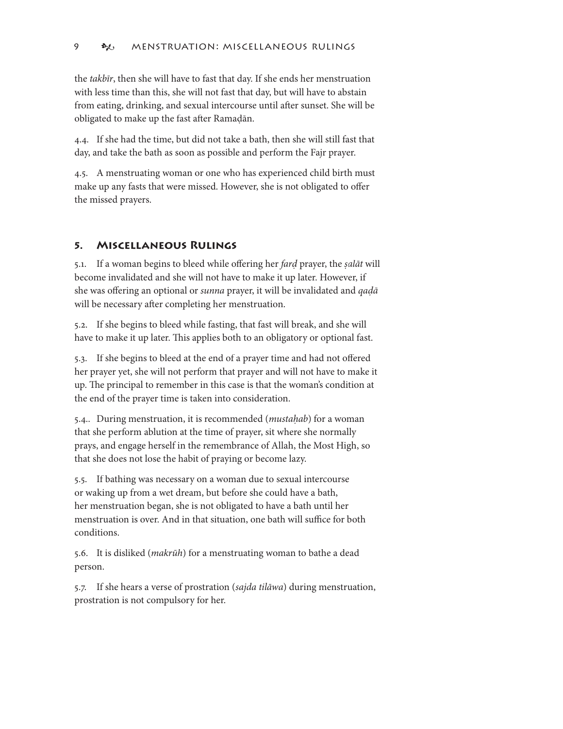the *takbīr*, then she will have to fast that day. If she ends her menstruation with less time than this, she will not fast that day, but will have to abstain from eating, drinking, and sexual intercourse until after sunset. She will be obligated to make up the fast after Ramaḍān.

4.4. If she had the time, but did not take a bath, then she will still fast that day, and take the bath as soon as possible and perform the Fajr prayer.

4.5. A menstruating woman or one who has experienced child birth must make up any fasts that were missed. However, she is not obligated to offer the missed prayers.

## 5. Miscellaneous Rulings

5.1. If a woman begins to bleed while offering her *farḍ* prayer, the *ṣalāt* will become invalidated and she will not have to make it up later. However, if she was offering an optional or *sunna* prayer, it will be invalidated and *qaḍā* will be necessary after completing her menstruation.

5.2. If she begins to bleed while fasting, that fast will break, and she will have to make it up later. This applies both to an obligatory or optional fast.

5.3. If she begins to bleed at the end of a prayer time and had not offered her prayer yet, she will not perform that prayer and will not have to make it up. The principal to remember in this case is that the woman's condition at the end of the prayer time is taken into consideration.

5.4.. During menstruation, it is recommended (*mustaḥab*) for a woman that she perform ablution at the time of prayer, sit where she normally prays, and engage herself in the remembrance of Allah, the Most High, so that she does not lose the habit of praying or become lazy.

5.5. If bathing was necessary on a woman due to sexual intercourse or waking up from a wet dream, but before she could have a bath, her menstruation began, she is not obligated to have a bath until her menstruation is over. And in that situation, one bath will suffice for both conditions.

5.6. It is disliked (*makrūh*) for a menstruating woman to bathe a dead person.

5.7. If she hears a verse of prostration (*sajda tilāwa*) during menstruation, prostration is not compulsory for her.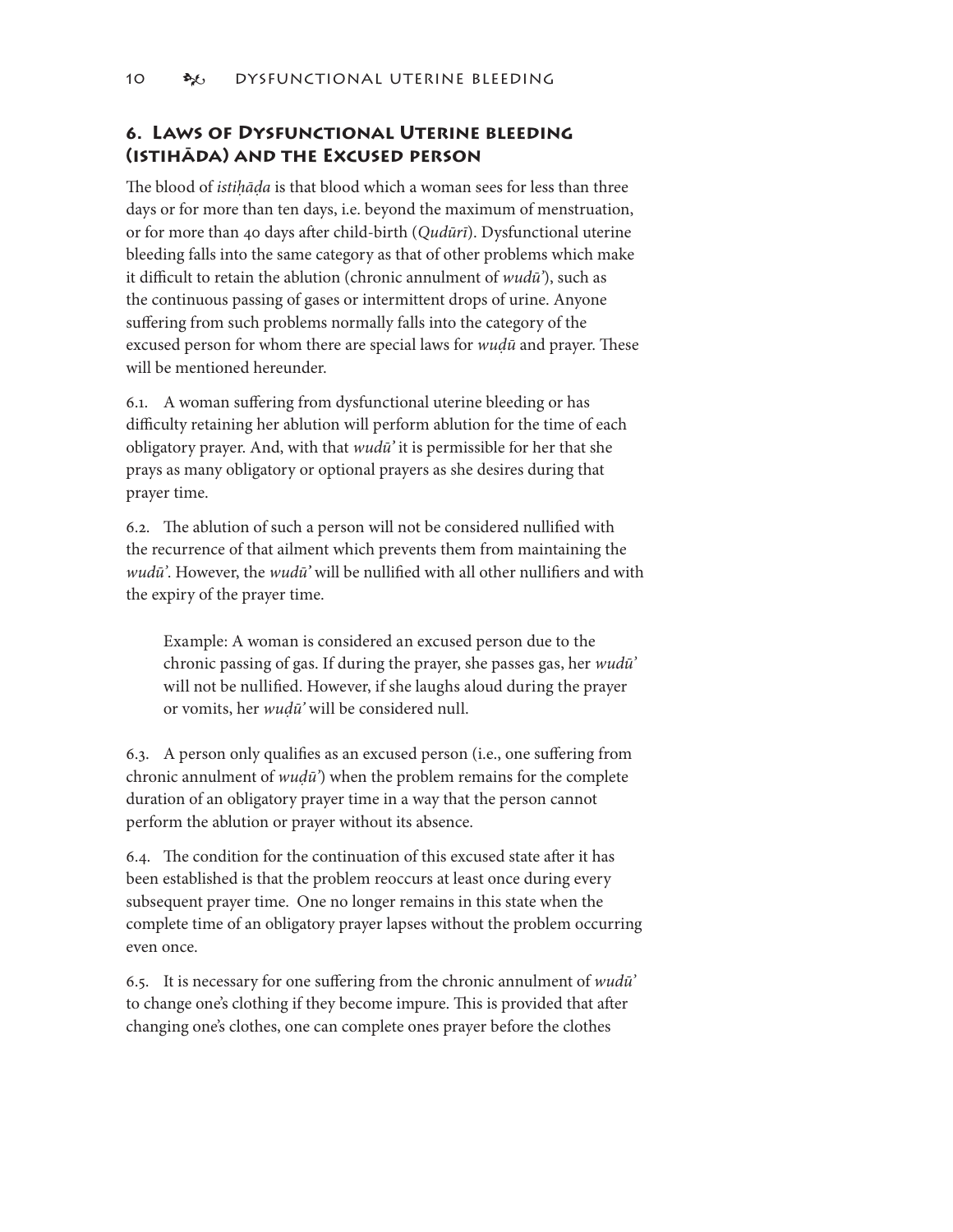## 6. Laws of Dysfunctional Uterine bleeding (istihāda) and the Excused person

The blood of *istiḥāḍa* is that blood which a woman sees for less than three days or for more than ten days, i.e. beyond the maximum of menstruation, or for more than 40 days after child-birth (*Qudūrī*). Dysfunctional uterine bleeding falls into the same category as that of other problems which make it difficult to retain the ablution (chronic annulment of *wudū'*), such as the continuous passing of gases or intermittent drops of urine. Anyone suffering from such problems normally falls into the category of the excused person for whom there are special laws for *wuḍū* and prayer. These will be mentioned hereunder.

6.1. A woman suffering from dysfunctional uterine bleeding or has difficulty retaining her ablution will perform ablution for the time of each obligatory prayer. And, with that *wudū'* it is permissible for her that she prays as many obligatory or optional prayers as she desires during that prayer time.

6.2. The ablution of such a person will not be considered nullified with the recurrence of that ailment which prevents them from maintaining the *wudū'*. However, the *wudū'* will be nullified with all other nullifiers and with the expiry of the prayer time.

> Example: A woman is considered an excused person due to the chronic passing of gas. If during the prayer, she passes gas, her *wudū'* will not be nullified. However, if she laughs aloud during the prayer or vomits, her *wuḍū'* will be considered null.

6.3. A person only qualifies as an excused person (i.e., one suffering from chronic annulment of *wuḍū'*) when the problem remains for the complete duration of an obligatory prayer time in a way that the person cannot perform the ablution or prayer without its absence.

6.4. The condition for the continuation of this excused state after it has been established is that the problem reoccurs at least once during every subsequent prayer time. One no longer remains in this state when the complete time of an obligatory prayer lapses without the problem occurring even once.

6.5. It is necessary for one suffering from the chronic annulment of *wudū'* to change one's clothing if they become impure. This is provided that after changing one's clothes, one can complete ones prayer before the clothes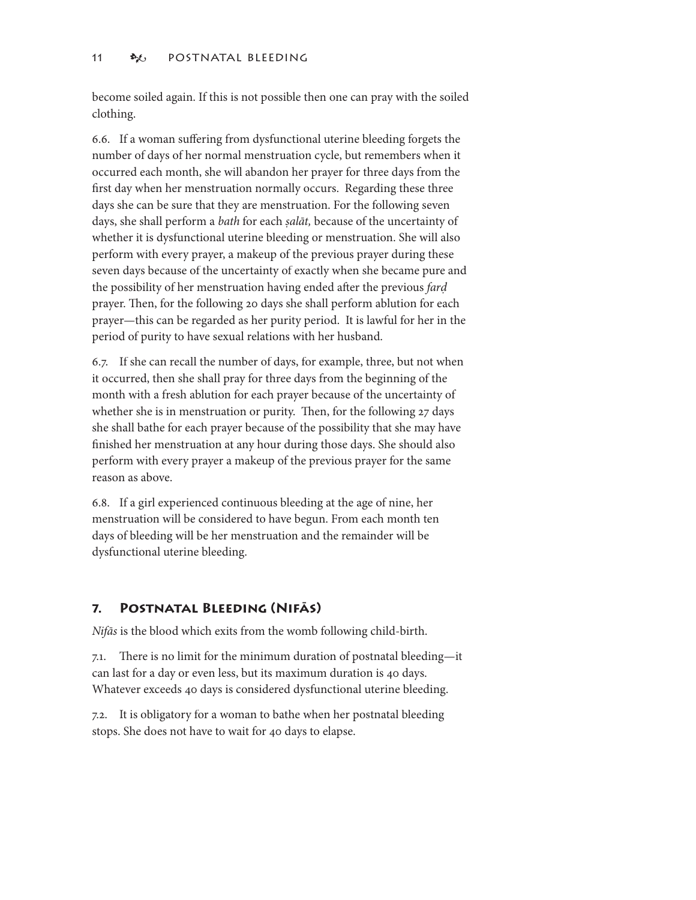become soiled again. If this is not possible then one can pray with the soiled clothing.

6.6. If a woman suffering from dysfunctional uterine bleeding forgets the number of days of her normal menstruation cycle, but remembers when it occurred each month, she will abandon her prayer for three days from the first day when her menstruation normally occurs. Regarding these three days she can be sure that they are menstruation. For the following seven days, she shall perform a *bath* for each *ṣalāt,* because of the uncertainty of whether it is dysfunctional uterine bleeding or menstruation. She will also perform with every prayer, a makeup of the previous prayer during these seven days because of the uncertainty of exactly when she became pure and the possibility of her menstruation having ended after the previous *farḍ* prayer. Then, for the following 20 days she shall perform ablution for each prayer—this can be regarded as her purity period. It is lawful for her in the period of purity to have sexual relations with her husband.

6.7. If she can recall the number of days, for example, three, but not when it occurred, then she shall pray for three days from the beginning of the month with a fresh ablution for each prayer because of the uncertainty of whether she is in menstruation or purity. Then, for the following 27 days she shall bathe for each prayer because of the possibility that she may have finished her menstruation at any hour during those days. She should also perform with every prayer a makeup of the previous prayer for the same reason as above.

6.8. If a girl experienced continuous bleeding at the age of nine, her menstruation will be considered to have begun. From each month ten days of bleeding will be her menstruation and the remainder will be dysfunctional uterine bleeding.

## 7. Postnatal Bleeding (Nifās)

*Nifās* is the blood which exits from the womb following child-birth.

7.1. There is no limit for the minimum duration of postnatal bleeding—it can last for a day or even less, but its maximum duration is 40 days. Whatever exceeds 40 days is considered dysfunctional uterine bleeding.

7.2. It is obligatory for a woman to bathe when her postnatal bleeding stops. She does not have to wait for 40 days to elapse.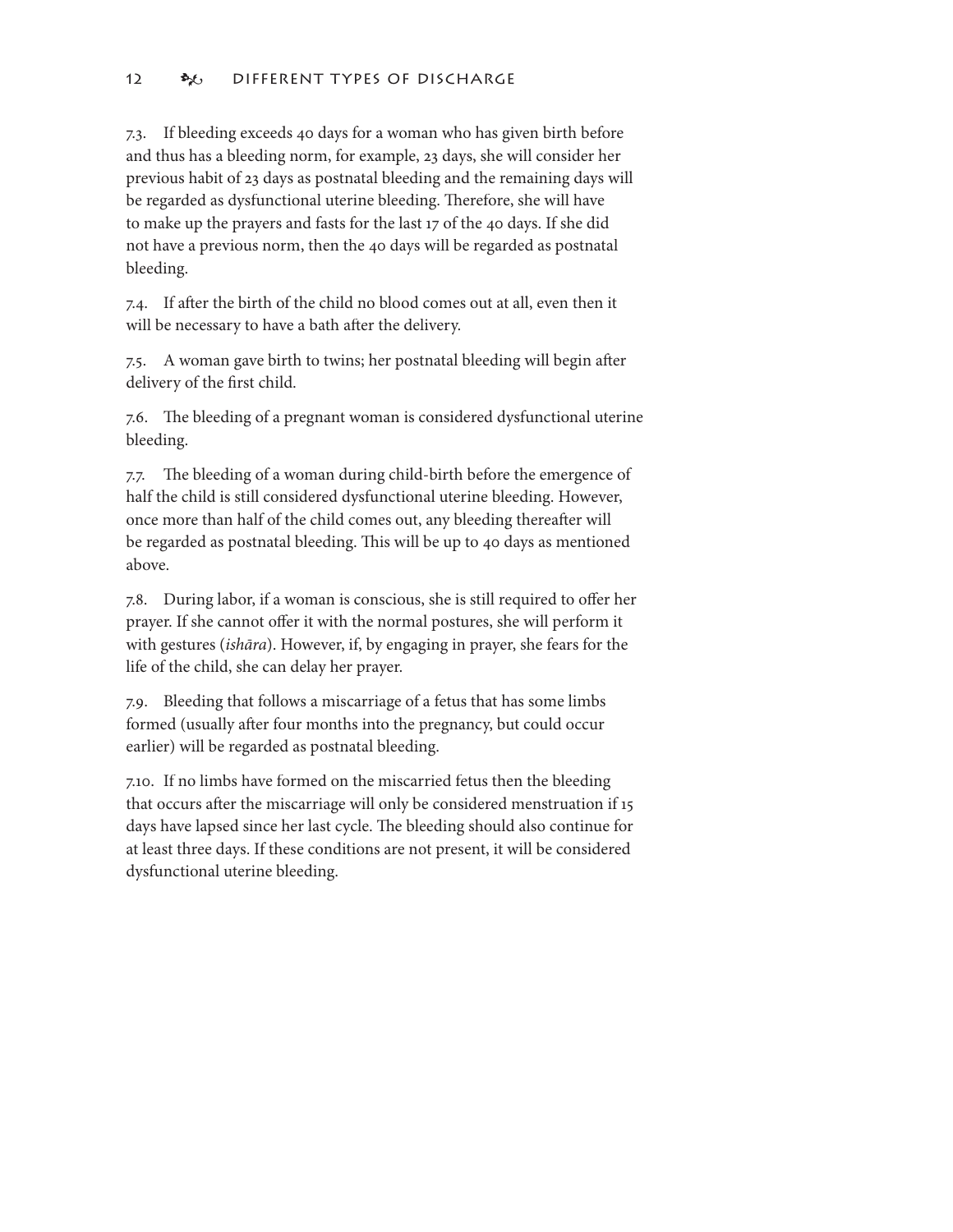7.3. If bleeding exceeds 40 days for a woman who has given birth before and thus has a bleeding norm, for example, 23 days, she will consider her previous habit of 23 days as postnatal bleeding and the remaining days will be regarded as dysfunctional uterine bleeding. Therefore, she will have to make up the prayers and fasts for the last 17 of the 40 days. If she did not have a previous norm, then the 40 days will be regarded as postnatal bleeding.

7.4. If after the birth of the child no blood comes out at all, even then it will be necessary to have a bath after the delivery.

7.5. A woman gave birth to twins; her postnatal bleeding will begin after delivery of the first child.

7.6. The bleeding of a pregnant woman is considered dysfunctional uterine bleeding.

7.7. The bleeding of a woman during child-birth before the emergence of half the child is still considered dysfunctional uterine bleeding. However, once more than half of the child comes out, any bleeding thereafter will be regarded as postnatal bleeding. This will be up to 40 days as mentioned above.

7.8. During labor, if a woman is conscious, she is still required to offer her prayer. If she cannot offer it with the normal postures, she will perform it with gestures (*ishāra*). However, if, by engaging in prayer, she fears for the life of the child, she can delay her prayer.

7.9. Bleeding that follows a miscarriage of a fetus that has some limbs formed (usually after four months into the pregnancy, but could occur earlier) will be regarded as postnatal bleeding.

7.10. If no limbs have formed on the miscarried fetus then the bleeding that occurs after the miscarriage will only be considered menstruation if 15 days have lapsed since her last cycle. The bleeding should also continue for at least three days. If these conditions are not present, it will be considered dysfunctional uterine bleeding.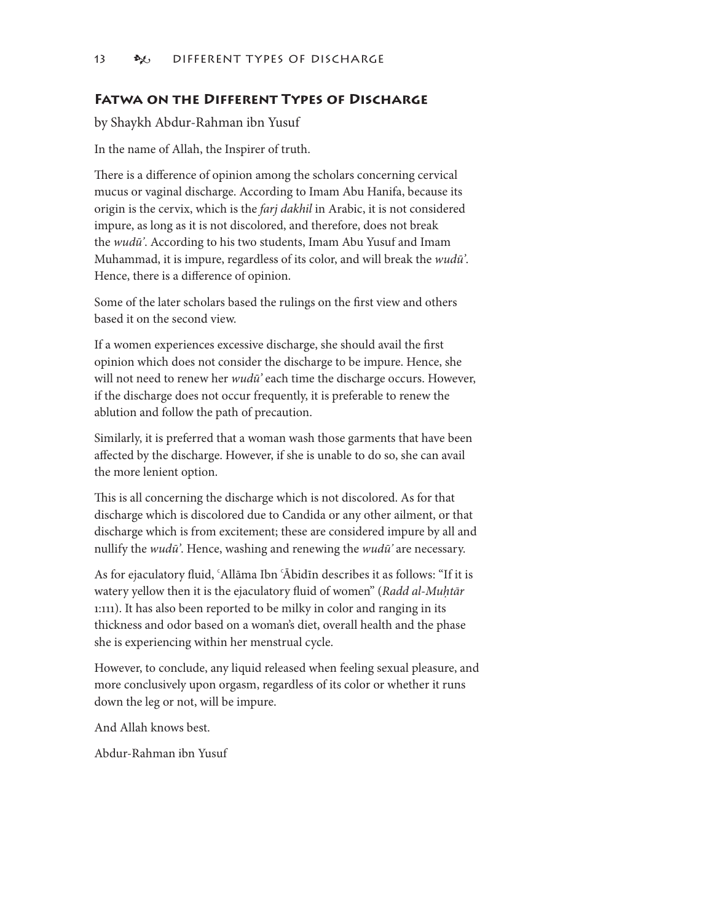## Fatwa on the Different Types of Discharge

by Shaykh Abdur-Rahman ibn Yusuf

In the name of Allah, the Inspirer of truth.

There is a difference of opinion among the scholars concerning cervical mucus or vaginal discharge. According to Imam Abu Hanifa, because its origin is the cervix, which is the *farj dakhil* in Arabic, it is not considered impure, as long as it is not discolored, and therefore, does not break the *wudū'*. According to his two students, Imam Abu Yusuf and Imam Muhammad, it is impure, regardless of its color, and will break the *wudū'*. Hence, there is a difference of opinion.

Some of the later scholars based the rulings on the first view and others based it on the second view.

If a women experiences excessive discharge, she should avail the first opinion which does not consider the discharge to be impure. Hence, she will not need to renew her *wudū'* each time the discharge occurs. However, if the discharge does not occur frequently, it is preferable to renew the ablution and follow the path of precaution.

Similarly, it is preferred that a woman wash those garments that have been affected by the discharge. However, if she is unable to do so, she can avail the more lenient option.

This is all concerning the discharge which is not discolored. As for that discharge which is discolored due to Candida or any other ailment, or that discharge which is from excitement; these are considered impure by all and nullify the *wudū'*. Hence, washing and renewing the *wudū'* are necessary.

As for ejaculatory fluid, ʿAllāma Ibn ʿĀbidīn describes it as follows: "If it is watery yellow then it is the ejaculatory fluid of women" (*Radd al-Muḥtār* 1:111). It has also been reported to be milky in color and ranging in its thickness and odor based on a woman's diet, overall health and the phase she is experiencing within her menstrual cycle.

However, to conclude, any liquid released when feeling sexual pleasure, and more conclusively upon orgasm, regardless of its color or whether it runs down the leg or not, will be impure.

And Allah knows best.

Abdur-Rahman ibn Yusuf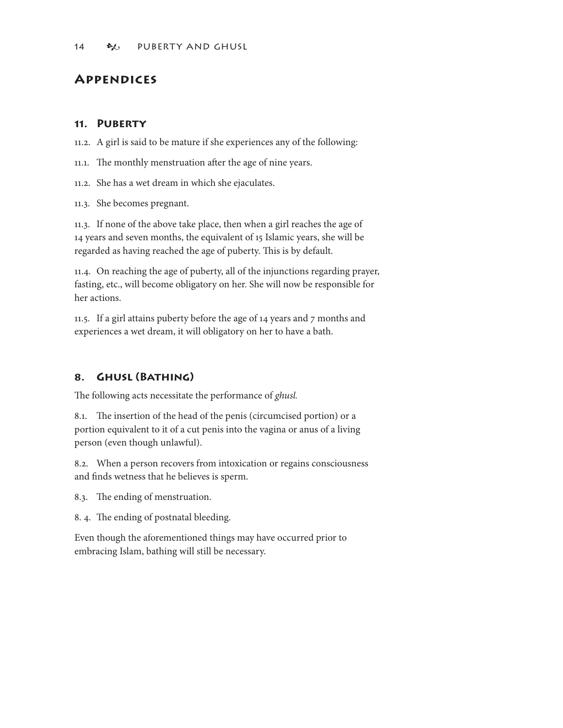# Appendices

## 11. Puberty

11.2. A girl is said to be mature if she experiences any of the following:

11.1. The monthly menstruation after the age of nine years.

11.2. She has a wet dream in which she ejaculates.

11.3. She becomes pregnant.

11.3. If none of the above take place, then when a girl reaches the age of 14 years and seven months, the equivalent of 15 Islamic years, she will be regarded as having reached the age of puberty. This is by default.

11.4. On reaching the age of puberty, all of the injunctions regarding prayer, fasting, etc., will become obligatory on her. She will now be responsible for her actions.

11.5. If a girl attains puberty before the age of 14 years and 7 months and experiences a wet dream, it will obligatory on her to have a bath.

## 8. Ghusl (Bathing)

The following acts necessitate the performance of *ghusl.*

8.1. The insertion of the head of the penis (circumcised portion) or a portion equivalent to it of a cut penis into the vagina or anus of a living person (even though unlawful).

8.2. When a person recovers from intoxication or regains consciousness and finds wetness that he believes is sperm.

8.3. The ending of menstruation.

8. 4. The ending of postnatal bleeding.

Even though the aforementioned things may have occurred prior to embracing Islam, bathing will still be necessary.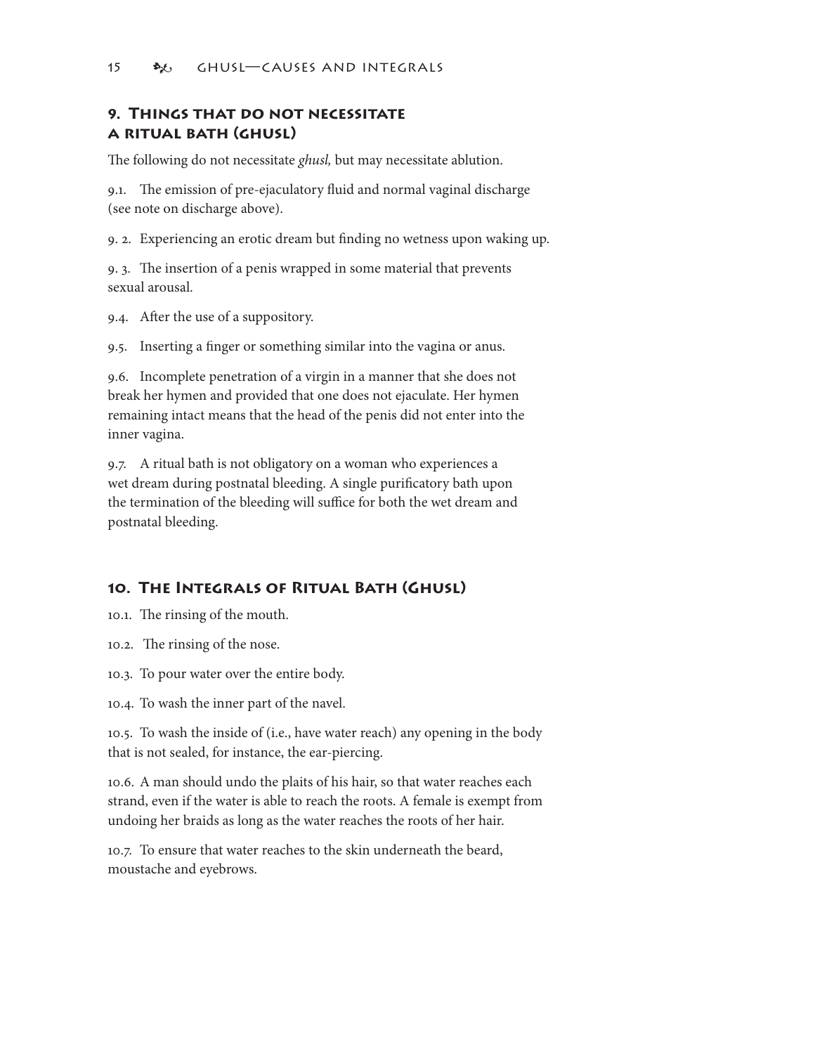## 9. Things that do not necessitate a ritual bath (ghusl)

The following do not necessitate *ghusl,* but may necessitate ablution.

9.1. The emission of pre-ejaculatory fluid and normal vaginal discharge (see note on discharge above).

9. 2. Experiencing an erotic dream but finding no wetness upon waking up.

9. 3. The insertion of a penis wrapped in some material that prevents sexual arousal.

9.4. After the use of a suppository.

9.5. Inserting a finger or something similar into the vagina or anus.

9.6. Incomplete penetration of a virgin in a manner that she does not break her hymen and provided that one does not ejaculate. Her hymen remaining intact means that the head of the penis did not enter into the inner vagina.

9.7. A ritual bath is not obligatory on a woman who experiences a wet dream during postnatal bleeding. A single purificatory bath upon the termination of the bleeding will suffice for both the wet dream and postnatal bleeding.

## 10. The Integrals of Ritual Bath (Ghusl)

10.1. The rinsing of the mouth.

10.2. The rinsing of the nose.

10.3. To pour water over the entire body.

10.4. To wash the inner part of the navel.

10.5. To wash the inside of (i.e., have water reach) any opening in the body that is not sealed, for instance, the ear-piercing.

10.6. A man should undo the plaits of his hair, so that water reaches each strand, even if the water is able to reach the roots. A female is exempt from undoing her braids as long as the water reaches the roots of her hair.

10.7. To ensure that water reaches to the skin underneath the beard, moustache and eyebrows.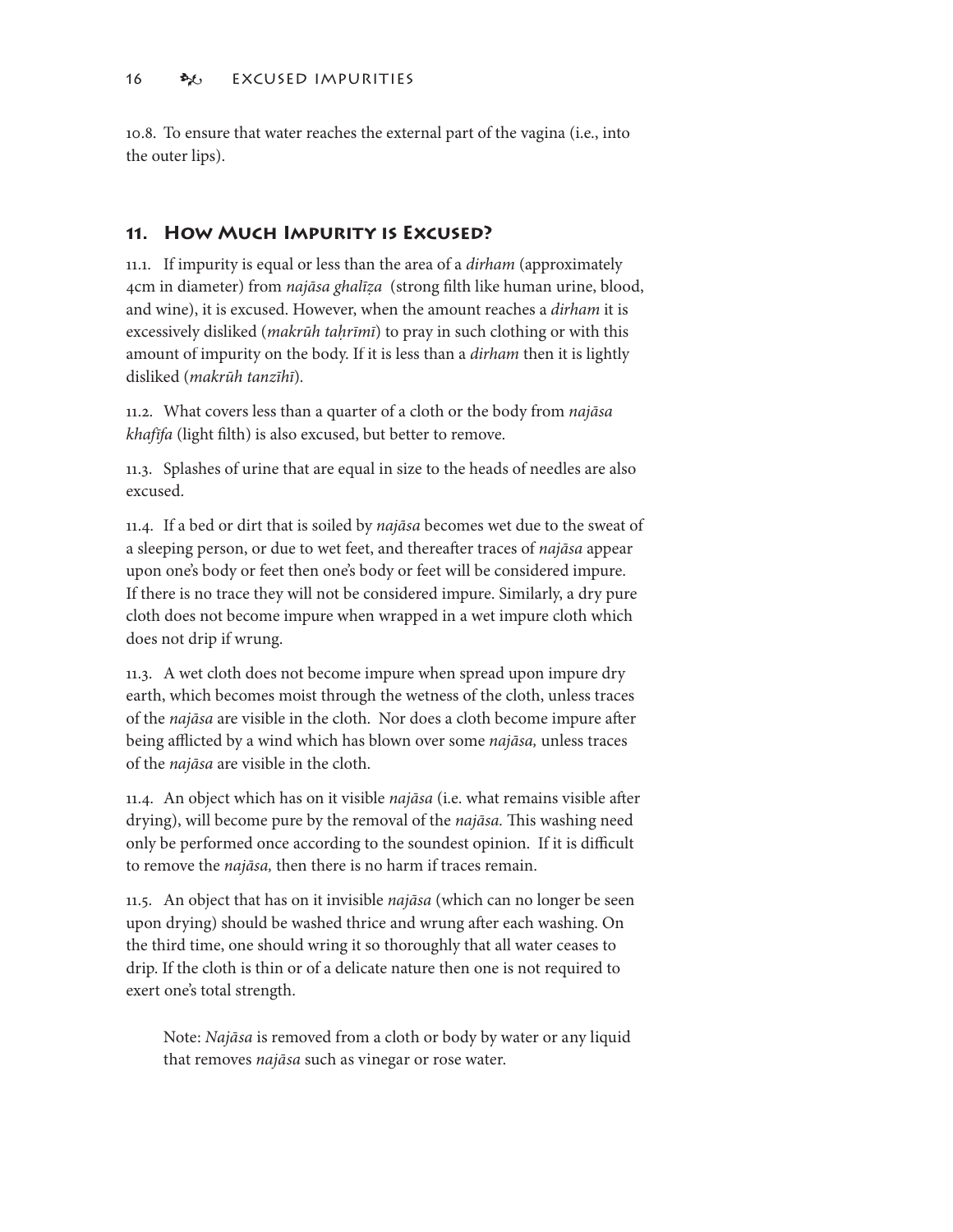10.8. To ensure that water reaches the external part of the vagina (i.e., into the outer lips).

## 11. How Much Impurity is Excused?

11.1. If impurity is equal or less than the area of a *dirham* (approximately 4cm in diameter) from *najāsa ghalīẓa* (strong filth like human urine, blood, and wine), it is excused. However, when the amount reaches a *dirham* it is excessively disliked (*makrūh taḥrīmī*) to pray in such clothing or with this amount of impurity on the body. If it is less than a *dirham* then it is lightly disliked (*makrūh tanzīhī*).

11.2. What covers less than a quarter of a cloth or the body from *najāsa khafīfa* (light filth) is also excused, but better to remove.

11.3. Splashes of urine that are equal in size to the heads of needles are also excused.

11.4. If a bed or dirt that is soiled by *najāsa* becomes wet due to the sweat of a sleeping person, or due to wet feet, and thereafter traces of *najāsa* appear upon one's body or feet then one's body or feet will be considered impure. If there is no trace they will not be considered impure. Similarly, a dry pure cloth does not become impure when wrapped in a wet impure cloth which does not drip if wrung.

11.3. A wet cloth does not become impure when spread upon impure dry earth, which becomes moist through the wetness of the cloth, unless traces of the *najāsa* are visible in the cloth. Nor does a cloth become impure after being afflicted by a wind which has blown over some *najāsa,* unless traces of the *najāsa* are visible in the cloth.

11.4. An object which has on it visible *najāsa* (i.e. what remains visible after drying), will become pure by the removal of the *najāsa.* This washing need only be performed once according to the soundest opinion. If it is difficult to remove the *najāsa,* then there is no harm if traces remain.

11.5. An object that has on it invisible *najāsa* (which can no longer be seen upon drying) should be washed thrice and wrung after each washing. On the third time, one should wring it so thoroughly that all water ceases to drip. If the cloth is thin or of a delicate nature then one is not required to exert one's total strength.

> Note: *Najāsa* is removed from a cloth or body by water or any liquid that removes *najāsa* such as vinegar or rose water.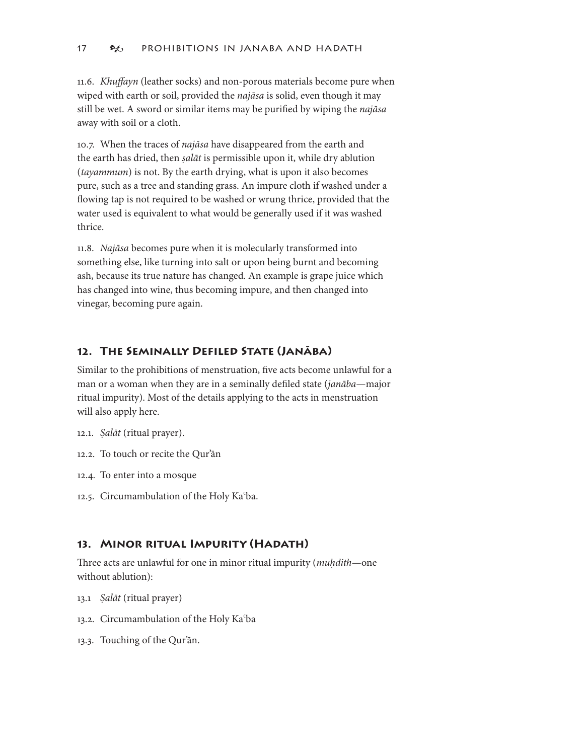11.6. *Khuffayn* (leather socks) and non-porous materials become pure when wiped with earth or soil, provided the *najāsa* is solid, even though it may still be wet. A sword or similar items may be purified by wiping the *najāsa* away with soil or a cloth.

10.7. When the traces of *najāsa* have disappeared from the earth and the earth has dried, then *ṣalāt* is permissible upon it, while dry ablution (*tayammum*) is not. By the earth drying, what is upon it also becomes pure, such as a tree and standing grass. An impure cloth if washed under a flowing tap is not required to be washed or wrung thrice, provided that the water used is equivalent to what would be generally used if it was washed thrice.

11.8. *Najāsa* becomes pure when it is molecularly transformed into something else, like turning into salt or upon being burnt and becoming ash, because its true nature has changed. An example is grape juice which has changed into wine, thus becoming impure, and then changed into vinegar, becoming pure again.

## 12. The Seminally Defiled State (Janāba)

Similar to the prohibitions of menstruation, five acts become unlawful for a man or a woman when they are in a seminally defiled state (*janāba*—major ritual impurity). Most of the details applying to the acts in menstruation will also apply here.

12.1. *Ṣalāt* (ritual prayer).

12.2. To touch or recite the Qur'ān

12.4. To enter into a mosque

12.5. Circumambulation of the Holy Kaʿba.

## 13. Minor ritual Impurity (Hadath)

Three acts are unlawful for one in minor ritual impurity (*muḥdith*—one without ablution):

13.1 *Ṣalāt* (ritual prayer)

13.2. Circumambulation of the Holy Kaʿba

13.3. Touching of the Qur'ān.